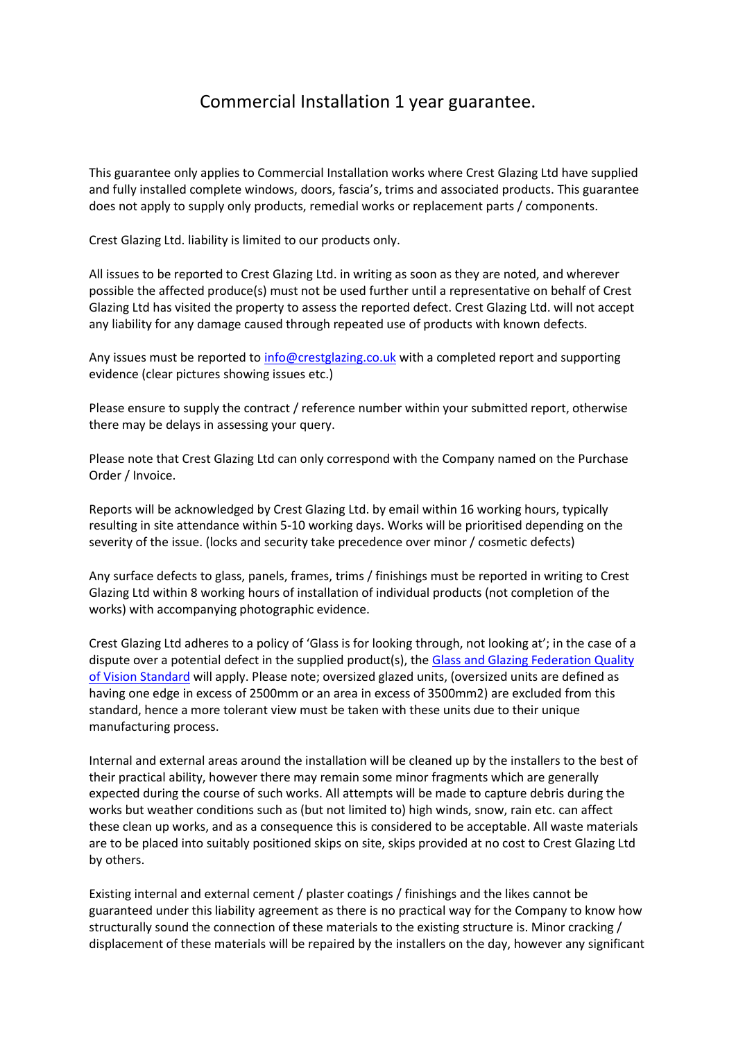# Commercial Installation 1 year guarantee.

This guarantee only applies to Commercial Installation works where Crest Glazing Ltd have supplied and fully installed complete windows, doors, fascia's, trims and associated products. This guarantee does not apply to supply only products, remedial works or replacement parts / components.

Crest Glazing Ltd. liability is limited to our products only.

All issues to be reported to Crest Glazing Ltd. in writing as soon as they are noted, and wherever possible the affected produce(s) must not be used further until a representative on behalf of Crest Glazing Ltd has visited the property to assess the reported defect. Crest Glazing Ltd. will not accept any liability for any damage caused through repeated use of products with known defects.

Any issues must be reported to [info@crestglazing.co.uk](mailto:info@crestglazing.co.uk) with a completed report and supporting evidence (clear pictures showing issues etc.)

Please ensure to supply the contract / reference number within your submitted report, otherwise there may be delays in assessing your query.

Please note that Crest Glazing Ltd can only correspond with the Company named on the Purchase Order / Invoice.

Reports will be acknowledged by Crest Glazing Ltd. by email within 16 working hours, typically resulting in site attendance within 5-10 working days. Works will be prioritised depending on the severity of the issue. (locks and security take precedence over minor / cosmetic defects)

Any surface defects to glass, panels, frames, trims / finishings must be reported in writing to Crest Glazing Ltd within 8 working hours of installation of individual products (not completion of the works) with accompanying photographic evidence.

Crest Glazing Ltd adheres to a policy of 'Glass is for looking through, not looking at'; in the case of a dispute over a potential defect in the supplied product(s), the Glass and Glazing Federation Quality of Vision Standard will apply. Please note; oversized glazed units, (oversized units are defined as having one edge in excess of 2500mm or an area in excess of 3500mm2) are excluded from this standard, hence a more tolerant view must be taken with these units due to their unique manufacturing process.

Internal and external areas around the installation will be cleaned up by the installers to the best of their practical ability, however there may remain some minor fragments which are generally expected during the course of such works. All attempts will be made to capture debris during the works but weather conditions such as (but not limited to) high winds, snow, rain etc. can affect these clean up works, and as a consequence this is considered to be acceptable. All waste materials are to be placed into suitably positioned skips on site, skips provided at no cost to Crest Glazing Ltd by others.

Existing internal and external cement / plaster coatings / finishings and the likes cannot be guaranteed under this liability agreement as there is no practical way for the Company to know how structurally sound the connection of these materials to the existing structure is. Minor cracking / displacement of these materials will be repaired by the installers on the day, however any significant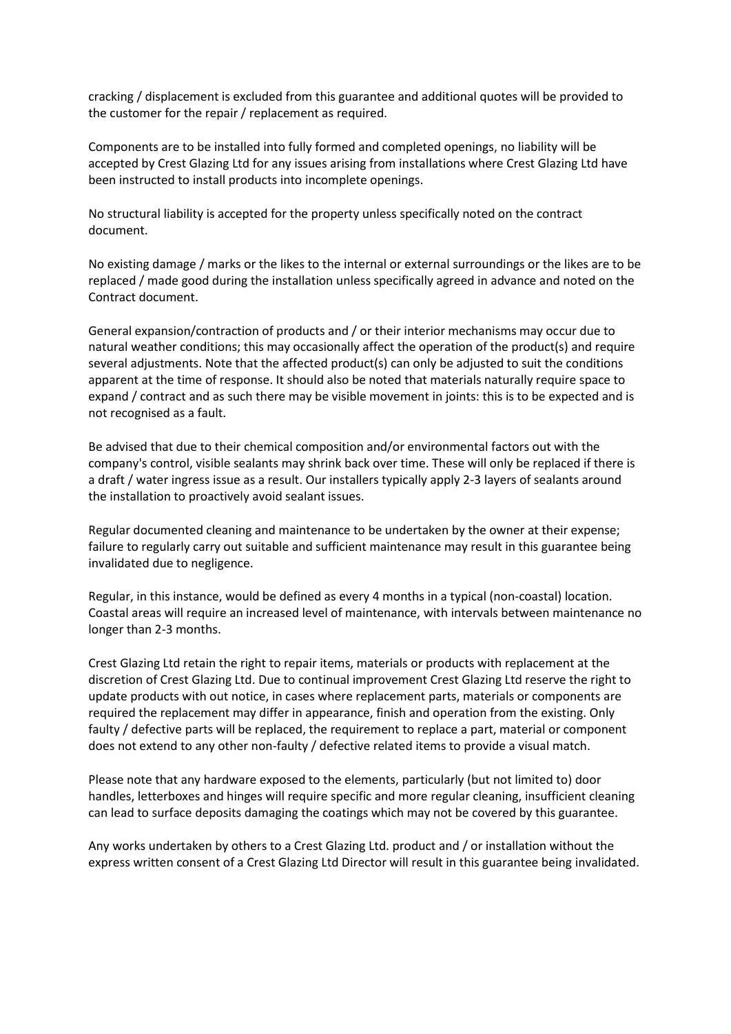cracking / displacement is excluded from this guarantee and additional quotes will be provided to the customer for the repair / replacement as required.

Components are to be installed into fully formed and completed openings, no liability will be accepted by Crest Glazing Ltd for any issues arising from installations where Crest Glazing Ltd have been instructed to install products into incomplete openings.

No structural liability is accepted for the property unless specifically noted on the contract document.

No existing damage / marks or the likes to the internal or external surroundings or the likes are to be replaced / made good during the installation unless specifically agreed in advance and noted on the Contract document.

General expansion/contraction of products and / or their interior mechanisms may occur due to natural weather conditions; this may occasionally affect the operation of the product(s) and require several adjustments. Note that the affected product(s) can only be adjusted to suit the conditions apparent at the time of response. It should also be noted that materials naturally require space to expand / contract and as such there may be visible movement in joints: this is to be expected and is not recognised as a fault.

Be advised that due to their chemical composition and/or environmental factors out with the company's control, visible sealants may shrink back over time. These will only be replaced if there is a draft / water ingress issue as a result. Our installers typically apply 2-3 layers of sealants around the installation to proactively avoid sealant issues.

Regular documented cleaning and maintenance to be undertaken by the owner at their expense; failure to regularly carry out suitable and sufficient maintenance may result in this guarantee being invalidated due to negligence.

Regular, in this instance, would be defined as every 4 months in a typical (non-coastal) location. Coastal areas will require an increased level of maintenance, with intervals between maintenance no longer than 2-3 months.

Crest Glazing Ltd retain the right to repair items, materials or products with replacement at the discretion of Crest Glazing Ltd. Due to continual improvement Crest Glazing Ltd reserve the right to update products with out notice, in cases where replacement parts, materials or components are required the replacement may differ in appearance, finish and operation from the existing. Only faulty / defective parts will be replaced, the requirement to replace a part, material or component does not extend to any other non-faulty / defective related items to provide a visual match.

Please note that any hardware exposed to the elements, particularly (but not limited to) door handles, letterboxes and hinges will require specific and more regular cleaning, insufficient cleaning can lead to surface deposits damaging the coatings which may not be covered by this guarantee.

Any works undertaken by others to a Crest Glazing Ltd. product and / or installation without the express written consent of a Crest Glazing Ltd Director will result in this guarantee being invalidated.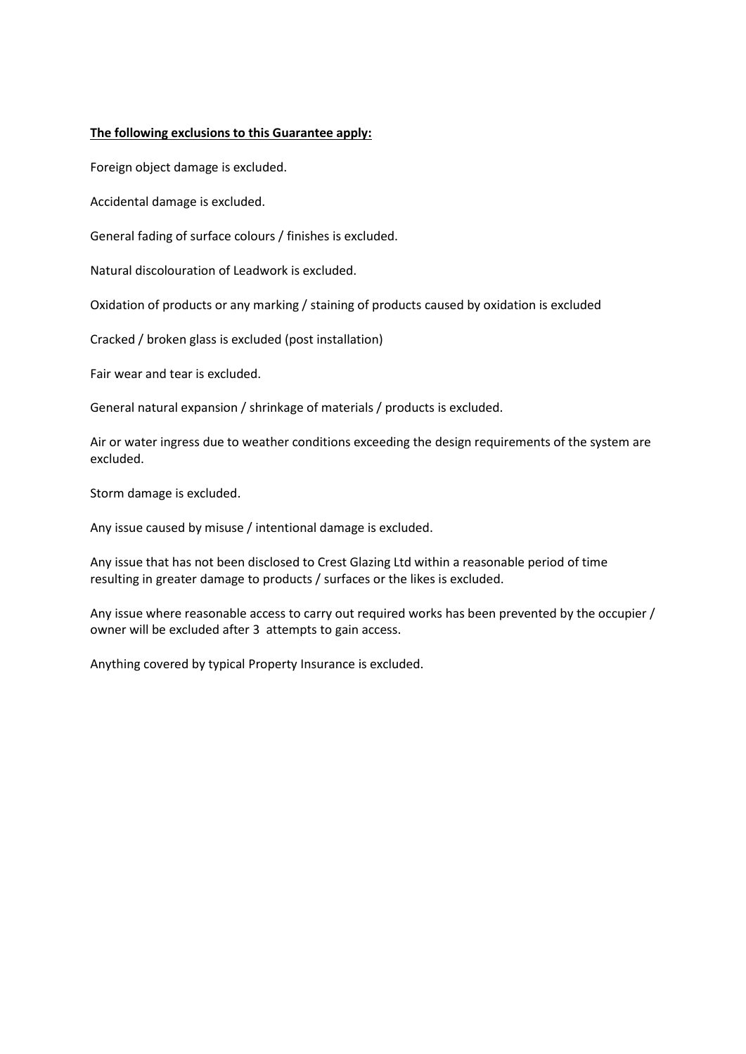**<u>The following exclusions to this Guarantee apply:</u>**

Foreign object damage is excluded.

Accidental damage is excluded.

General fading of surface colours / finishes is excluded.

Natural discolouration of Leadwork is excluded.

Oxidation of products or any marking / staining of products caused by oxidation is excluded

Cracked / broken glass is excluded (post installation)

Fair wear and tear is excluded.

General natural expansion / shrinkage of materials / products is excluded.

Air or water ingress due to weather conditions exceeding the design requirements of the system are excluded.

Storm damage is excluded.

Any issue caused by misuse / intentional damage is excluded.

Any issue that has not been disclosed to Crest Glazing Ltd within a reasonable period of time resulting in greater damage to products / surfaces or the likes is excluded.

Any issue where reasonable access to carry out required works has been prevented by the occupier / owner will be excluded after 3 attempts to gain access.

Anything covered by typical Property Insurance is excluded.